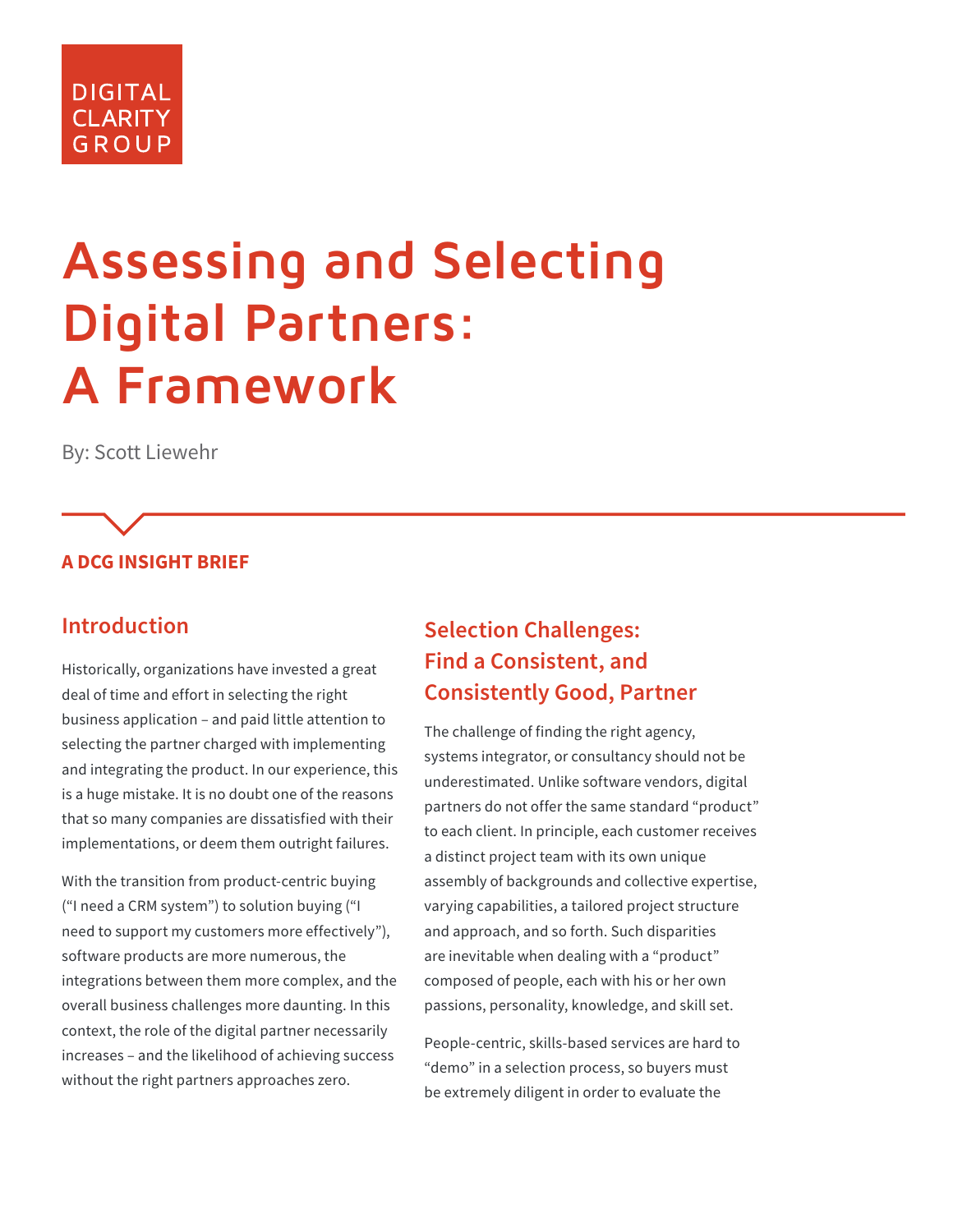DIGITAL CLARITY GROUP

# Assessing and Selecting Digital Partners: A Framework

By: Scott Liewehr

**A DCG INSIGHT BRIEF**

## Introduction

Historically, organizations have invested a great deal of time and effort in selecting the right business application – and paid little attention to selecting the partner charged with implementing and integrating the product. In our experience, this is a huge mistake. It is no doubt one of the reasons that so many companies are dissatisfied with their implementations, or deem them outright failures.

With the transition from product-centric buying ("I need a CRM system") to solution buying ("I need to support my customers more effectively"), software products are more numerous, the integrations between them more complex, and the overall business challenges more daunting. In this context, the role of the digital partner necessarily increases – and the likelihood of achieving success without the right partners approaches zero.

## Selection Challenges: Find a Consistent, and Consistently Good, Partner

The challenge of finding the right agency, systems integrator, or consultancy should not be underestimated. Unlike software vendors, digital partners do not offer the same standard "product" to each client. In principle, each customer receives a distinct project team with its own unique assembly of backgrounds and collective expertise, varying capabilities, a tailored project structure and approach, and so forth. Such disparities are inevitable when dealing with a "product" composed of people, each with his or her own passions, personality, knowledge, and skill set.

People-centric, skills-based services are hard to "demo" in a selection process, so buyers must be extremely diligent in order to evaluate the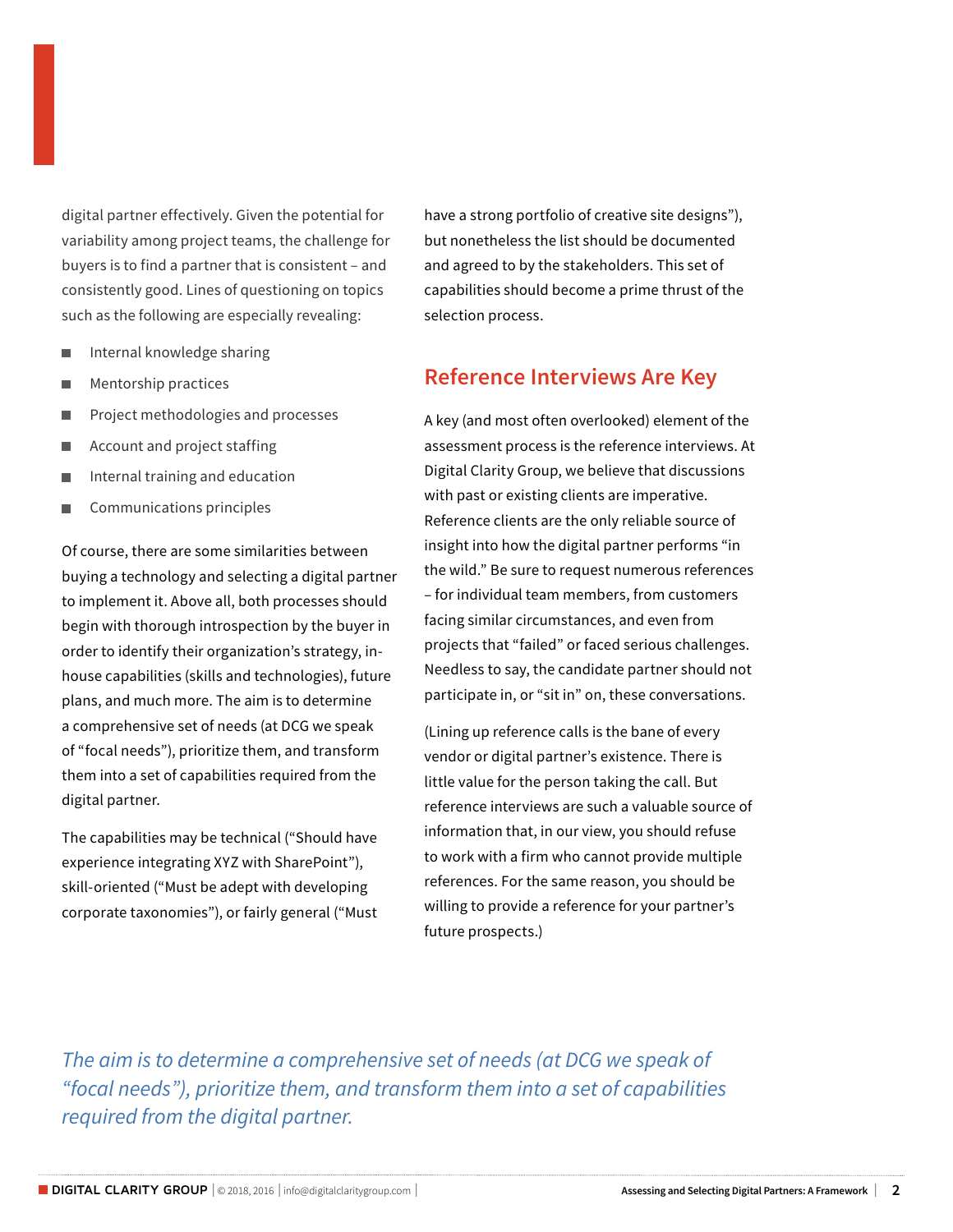digital partner effectively. Given the potential for variability among project teams, the challenge for buyers is to find a partner that is consistent – and consistently good. Lines of questioning on topics such as the following are especially revealing:

- Internal knowledge sharing
- Mentorship practices
- Project methodologies and processes
- Account and project staffing
- Internal training and education
- Communications principles

Of course, there are some similarities between buying a technology and selecting a digital partner to implement it. Above all, both processes should begin with thorough introspection by the buyer in order to identify their organization's strategy, in-house capabilities (skills and technologies), future plans, and much more. The aim is to determine a comprehensive set of needs (at DCG we speak of "focal needs"), prioritize them, and transform them into a set of capabilities required from the digital partner.

The capabilities may be technical ("Should have experience integrating XYZ with SharePoint"), skill-oriented ("Must be adept with developing corporate taxonomies"), or fairly general ("Must have a strong portfolio of creative site designs"), but nonetheless the list should be documented and agreed to by the stakeholders. This set of capabilities should become a prime thrust of the selection process.

## Reference Interviews Are Key

A key (and most often overlooked) element of the assessment process is the reference interviews. At Digital Clarity Group, we believe that discussions with past or existing clients are imperative. Reference clients are the only reliable source of insight into how the digital partner performs "in the wild." Be sure to request numerous references – for individual team members, from customers facing similar circumstances, and even from projects that "failed" or faced serious challenges. Needless to say, the candidate partner should not participate in, or "sit in" on, these conversations.

(Lining up reference calls is the bane of every vendor or digital partner's existence. There is little value for the person taking the call. But reference interviews are such a valuable source of information that, in our view, you should refuse to work with a firm who cannot provide multiple references. For the same reason, you should be willing to provide a reference for your partner's future prospects.)

*The aim is to determine a comprehensive set of needs (at DCG we speak of "focal needs"), prioritize them, and transform them into a set of capabilities required from the digital partner.*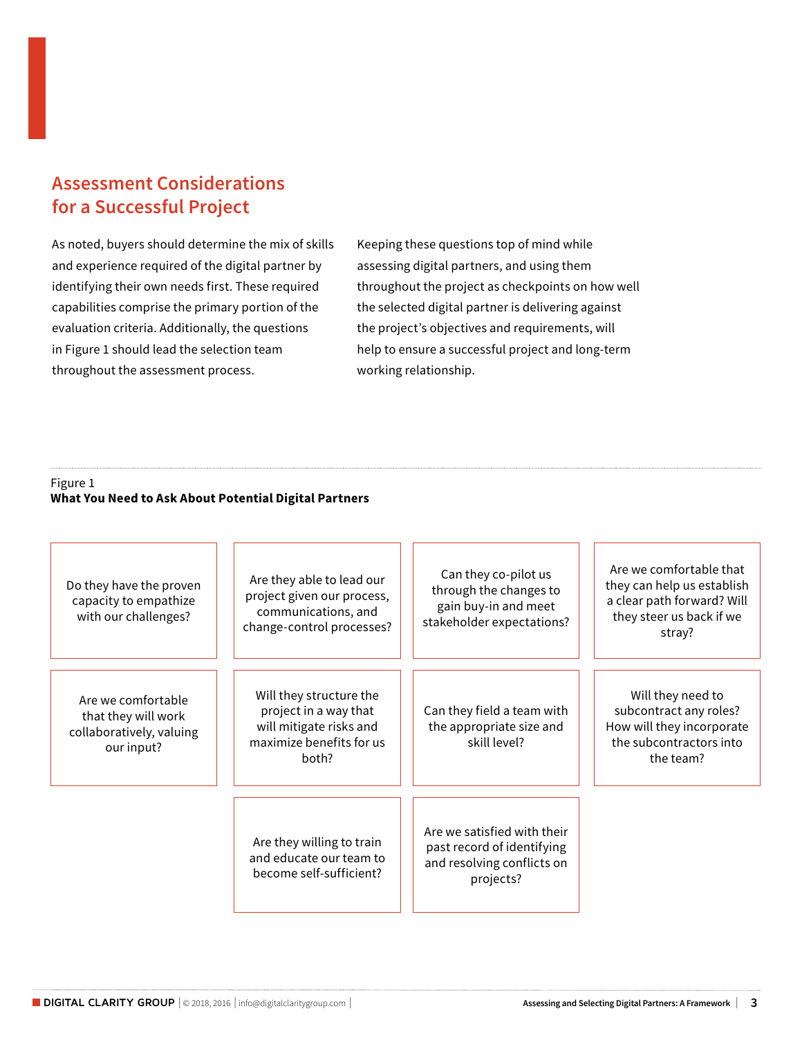## Assessment Considerations for a Successful Project

As noted, buyers should determine the mix of skills and experience required of the digital partner by identifying their own needs first. These required capabilities comprise the primary portion of the evaluation criteria. Additionally, the questions in Figure 1 should lead the selection team throughout the assessment process.

Keeping these questions top of mind while assessing digital partners, and using them throughout the project as checkpoints on how well the selected digital partner is delivering against the project's objectives and requirements, will help to ensure a successful project and long-term working relationship.

Figure 1
**What You Need to Ask About Potential Digital Partners**

- Do they have the proven capacity to empathize with our challenges?
- Are they able to lead our project given our process, communications, and change-control processes?
- Can they co-pilot us through the changes to gain buy-in and meet stakeholder expectations?
- Are we comfortable that they can help us establish a clear path forward? Will they steer us back if we stray?
- Are we comfortable that they will work collaboratively, valuing our input?
- Will they structure the project in a way that will mitigate risks and maximize benefits for us both?
- Can they field a team with the appropriate size and skill level?
- Will they need to subcontract any roles? How will they incorporate the subcontractors into the team?
- Are they willing to train and educate our team to become self-sufficient?
- Are we satisfied with their past record of identifying and resolving conflicts on projects?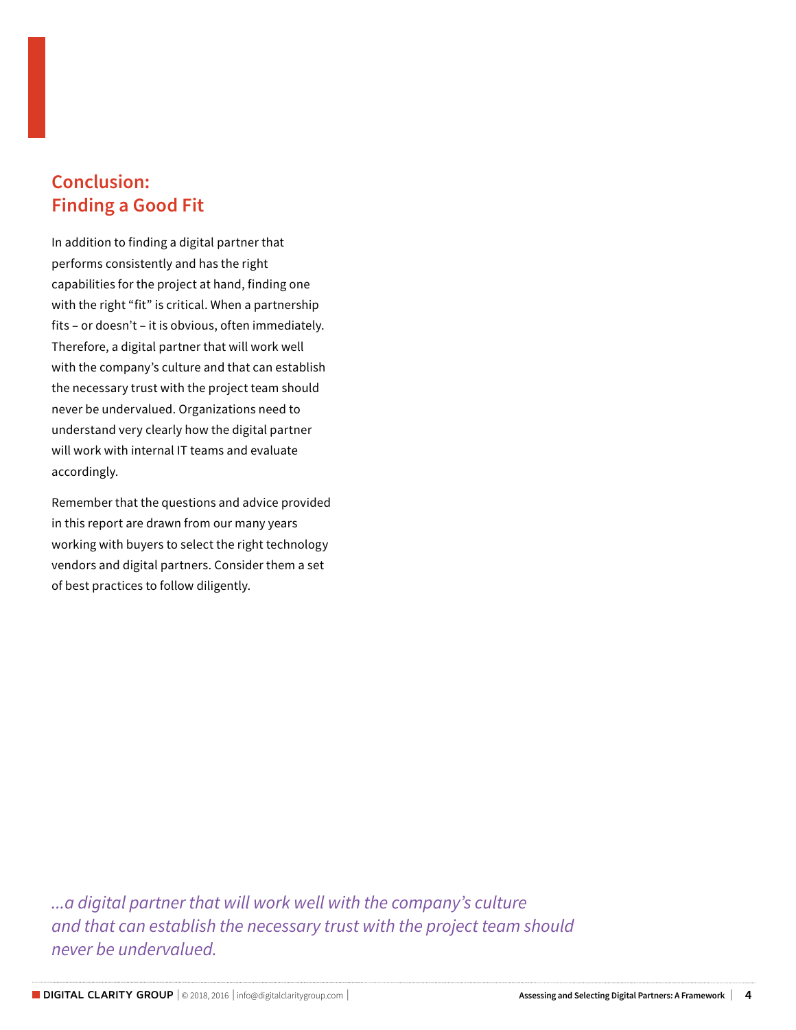## Conclusion: Finding a Good Fit

In addition to finding a digital partner that performs consistently and has the right capabilities for the project at hand, finding one with the right "fit" is critical. When a partnership fits – or doesn't – it is obvious, often immediately. Therefore, a digital partner that will work well with the company's culture and that can establish the necessary trust with the project team should never be undervalued. Organizations need to understand very clearly how the digital partner will work with internal IT teams and evaluate accordingly.

Remember that the questions and advice provided in this report are drawn from our many years working with buyers to select the right technology vendors and digital partners. Consider them a set of best practices to follow diligently.

*...a digital partner that will work well with the company's culture and that can establish the necessary trust with the project team should never be undervalued.*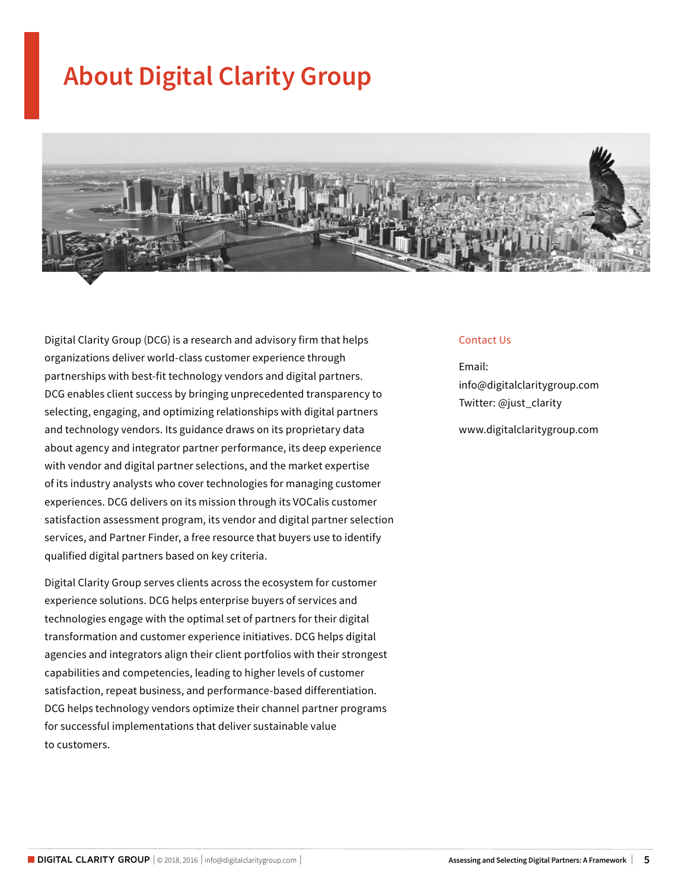# About Digital Clarity Group

Digital Clarity Group (DCG) is a research and advisory firm that helps organizations deliver world-class customer experience through partnerships with best-fit technology vendors and digital partners. DCG enables client success by bringing unprecedented transparency to selecting, engaging, and optimizing relationships with digital partners and technology vendors. Its guidance draws on its proprietary data about agency and integrator partner performance, its deep experience with vendor and digital partner selections, and the market expertise of its industry analysts who cover technologies for managing customer experiences. DCG delivers on its mission through its VOCalis customer satisfaction assessment program, its vendor and digital partner selection services, and Partner Finder, a free resource that buyers use to identify qualified digital partners based on key criteria.

Digital Clarity Group serves clients across the ecosystem for customer experience solutions. DCG helps enterprise buyers of services and technologies engage with the optimal set of partners for their digital transformation and customer experience initiatives. DCG helps digital agencies and integrators align their client portfolios with their strongest capabilities and competencies, leading to higher levels of customer satisfaction, repeat business, and performance-based differentiation. DCG helps technology vendors optimize their channel partner programs for successful implementations that deliver sustainable value to customers.

## Contact Us

Email:
info@digitalclaritygroup.com
Twitter: @just_clarity

www.digitalclaritygroup.com